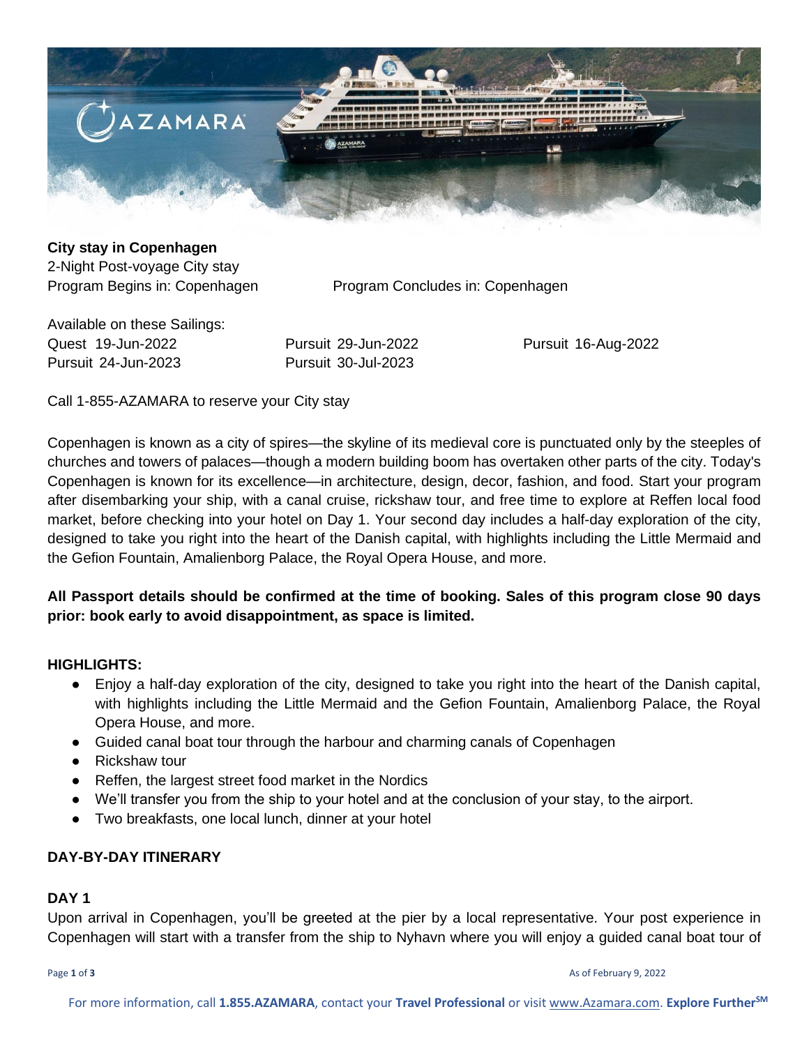**City stay in Copenhagen**
2-Night Post-voyage City stay
Program Begins in: Copenhagen Program Concludes in: Copenhagen

Available on these Sailings:

Quest 19-Jun-2022
Pursuit 29-Jun-2022
Pursuit 16-Aug-2022
Pursuit 24-Jun-2023
Pursuit 30-Jul-2023

Call 1-855-AZAMARA to reserve your City stay

Copenhagen is known as a city of spires—the skyline of its medieval core is punctuated only by the steeples of churches and towers of palaces—though a modern building boom has overtaken other parts of the city. Today's Copenhagen is known for its excellence—in architecture, design, decor, fashion, and food. Start your program after disembarking your ship, with a canal cruise, rickshaw tour, and free time to explore at Reffen local food market, before checking into your hotel on Day 1. Your second day includes a half-day exploration of the city, designed to take you right into the heart of the Danish capital, with highlights including the Little Mermaid and the Gefion Fountain, Amalienborg Palace, the Royal Opera House, and more.

**All Passport details should be confirmed at the time of booking. Sales of this program close 90 days prior: book early to avoid disappointment, as space is limited.**

## HIGHLIGHTS:

- Enjoy a half-day exploration of the city, designed to take you right into the heart of the Danish capital, with highlights including the Little Mermaid and the Gefion Fountain, Amalienborg Palace, the Royal Opera House, and more.
- Guided canal boat tour through the harbour and charming canals of Copenhagen
- Rickshaw tour
- Reffen, the largest street food market in the Nordics
- We'll transfer you from the ship to your hotel and at the conclusion of your stay, to the airport.
- Two breakfasts, one local lunch, dinner at your hotel

## DAY-BY-DAY ITINERARY

### DAY 1

Upon arrival in Copenhagen, you'll be greeted at the pier by a local representative. Your post experience in Copenhagen will start with a transfer from the ship to Nyhavn where you will enjoy a guided canal boat tour of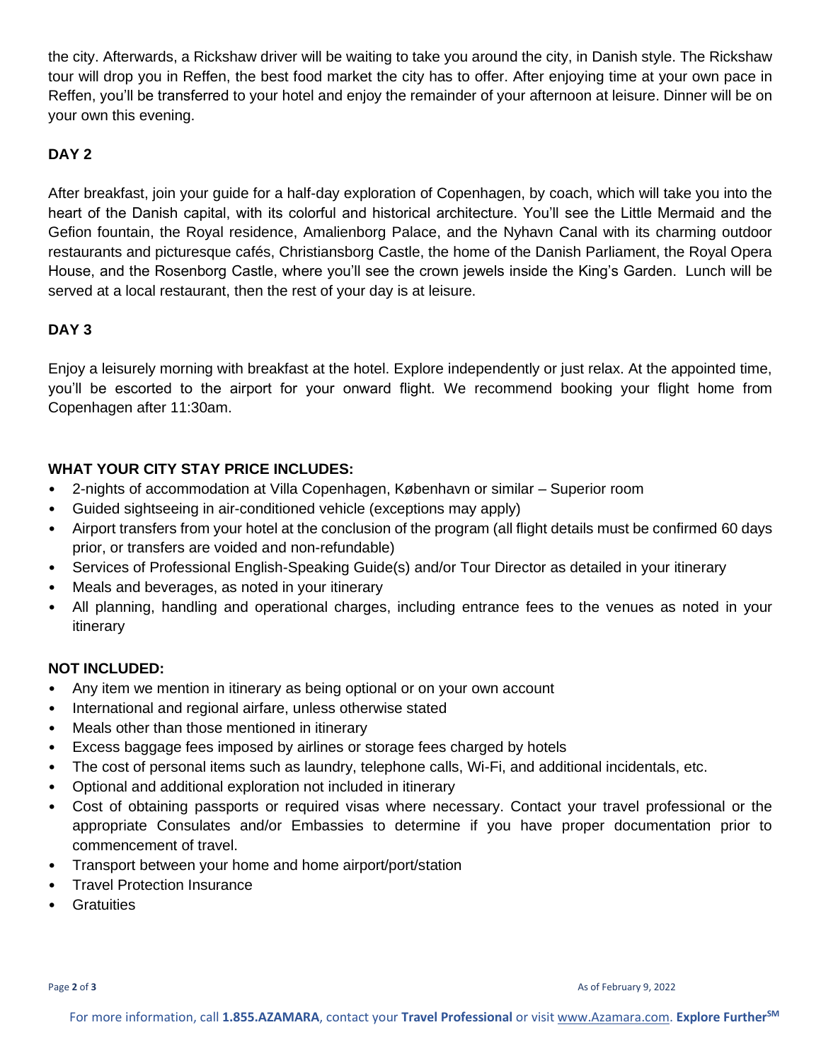the city. Afterwards, a Rickshaw driver will be waiting to take you around the city, in Danish style. The Rickshaw tour will drop you in Reffen, the best food market the city has to offer. After enjoying time at your own pace in Reffen, you'll be transferred to your hotel and enjoy the remainder of your afternoon at leisure. Dinner will be on your own this evening.

**DAY 2**

After breakfast, join your guide for a half-day exploration of Copenhagen, by coach, which will take you into the heart of the Danish capital, with its colorful and historical architecture. You'll see the Little Mermaid and the Gefion fountain, the Royal residence, Amalienborg Palace, and the Nyhavn Canal with its charming outdoor restaurants and picturesque cafés, Christiansborg Castle, the home of the Danish Parliament, the Royal Opera House, and the Rosenborg Castle, where you'll see the crown jewels inside the King's Garden. Lunch will be served at a local restaurant, then the rest of your day is at leisure.

**DAY 3**

Enjoy a leisurely morning with breakfast at the hotel. Explore independently or just relax. At the appointed time, you'll be escorted to the airport for your onward flight. We recommend booking your flight home from Copenhagen after 11:30am.

**WHAT YOUR CITY STAY PRICE INCLUDES:**

- 2-nights of accommodation at Villa Copenhagen, København or similar – Superior room
- Guided sightseeing in air-conditioned vehicle (exceptions may apply)
- Airport transfers from your hotel at the conclusion of the program (all flight details must be confirmed 60 days prior, or transfers are voided and non-refundable)
- Services of Professional English-Speaking Guide(s) and/or Tour Director as detailed in your itinerary
- Meals and beverages, as noted in your itinerary
- All planning, handling and operational charges, including entrance fees to the venues as noted in your itinerary

**NOT INCLUDED:**

- Any item we mention in itinerary as being optional or on your own account
- International and regional airfare, unless otherwise stated
- Meals other than those mentioned in itinerary
- Excess baggage fees imposed by airlines or storage fees charged by hotels
- The cost of personal items such as laundry, telephone calls, Wi-Fi, and additional incidentals, etc.
- Optional and additional exploration not included in itinerary
- Cost of obtaining passports or required visas where necessary. Contact your travel professional or the appropriate Consulates and/or Embassies to determine if you have proper documentation prior to commencement of travel.
- Transport between your home and home airport/port/station
- Travel Protection Insurance
- Gratuities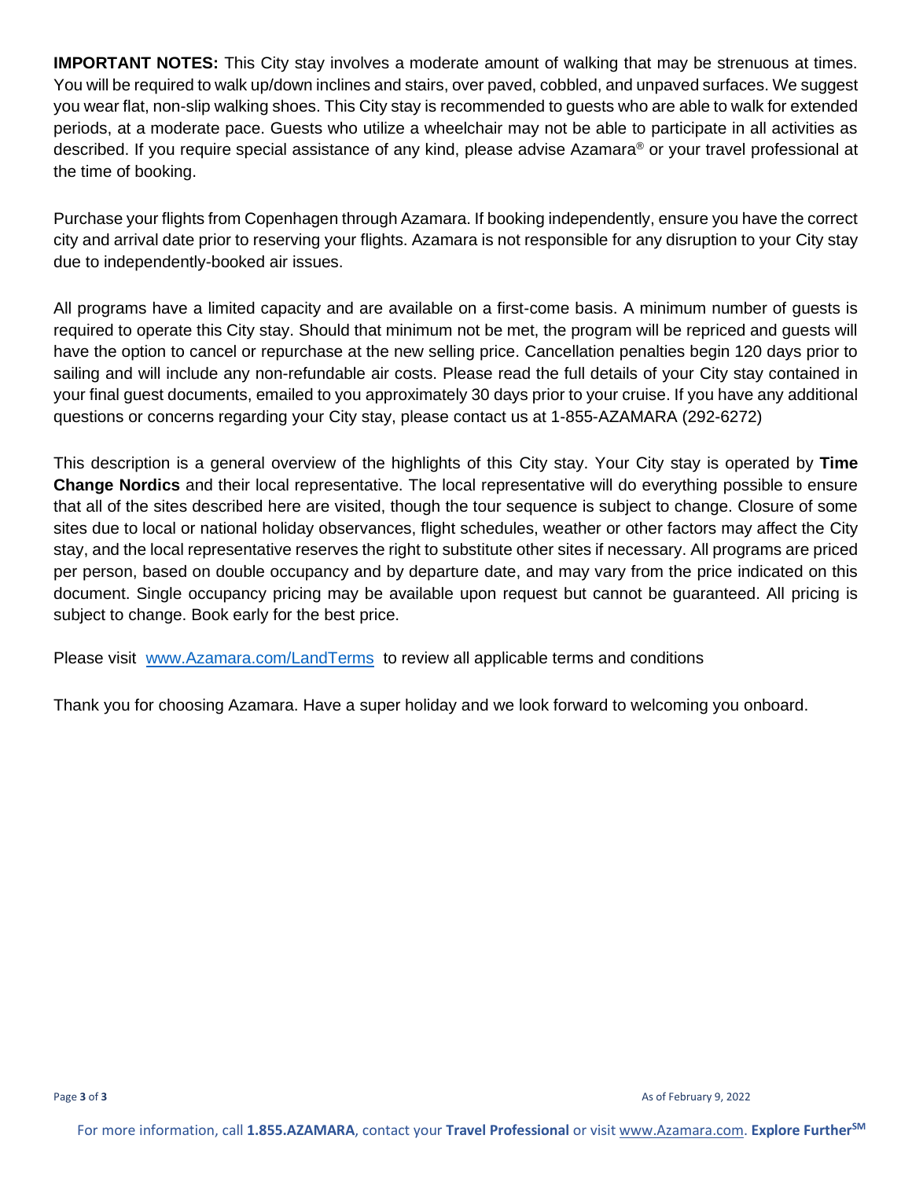**IMPORTANT NOTES:** This City stay involves a moderate amount of walking that may be strenuous at times. You will be required to walk up/down inclines and stairs, over paved, cobbled, and unpaved surfaces. We suggest you wear flat, non-slip walking shoes. This City stay is recommended to guests who are able to walk for extended periods, at a moderate pace. Guests who utilize a wheelchair may not be able to participate in all activities as described. If you require special assistance of any kind, please advise Azamara® or your travel professional at the time of booking.

Purchase your flights from Copenhagen through Azamara. If booking independently, ensure you have the correct city and arrival date prior to reserving your flights. Azamara is not responsible for any disruption to your City stay due to independently-booked air issues.

All programs have a limited capacity and are available on a first-come basis. A minimum number of guests is required to operate this City stay. Should that minimum not be met, the program will be repriced and guests will have the option to cancel or repurchase at the new selling price. Cancellation penalties begin 120 days prior to sailing and will include any non-refundable air costs. Please read the full details of your City stay contained in your final guest documents, emailed to you approximately 30 days prior to your cruise. If you have any additional questions or concerns regarding your City stay, please contact us at 1-855-AZAMARA (292-6272)

This description is a general overview of the highlights of this City stay. Your City stay is operated by **Time Change Nordics** and their local representative. The local representative will do everything possible to ensure that all of the sites described here are visited, though the tour sequence is subject to change. Closure of some sites due to local or national holiday observances, flight schedules, weather or other factors may affect the City stay, and the local representative reserves the right to substitute other sites if necessary. All programs are priced per person, based on double occupancy and by departure date, and may vary from the price indicated on this document. Single occupancy pricing may be available upon request but cannot be guaranteed. All pricing is subject to change. Book early for the best price.

Please visit www.Azamara.com/LandTerms to review all applicable terms and conditions

Thank you for choosing Azamara. Have a super holiday and we look forward to welcoming you onboard.